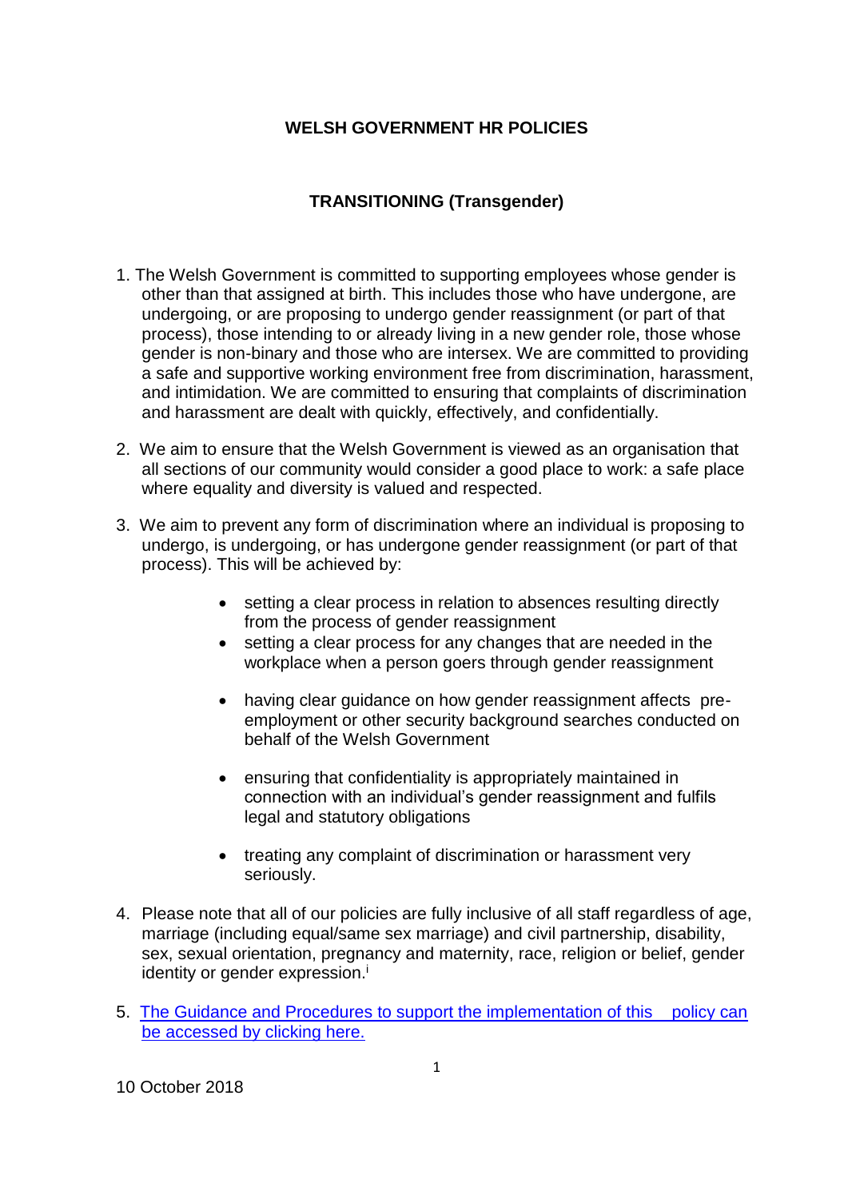# WELSH GOVERNMENT HR POLICIES

## TRANSITIONING (Transgender)

1. The Welsh Government is committed to supporting employees whose gender is other than that assigned at birth. This includes those who have undergone, are undergoing, or are proposing to undergo gender reassignment (or part of that process), those intending to or already living in a new gender role, those whose gender is non-binary and those who are intersex. We are committed to providing a safe and supportive working environment free from discrimination, harassment, and intimidation. We are committed to ensuring that complaints of discrimination and harassment are dealt with quickly, effectively, and confidentially.

2. We aim to ensure that the Welsh Government is viewed as an organisation that all sections of our community would consider a good place to work: a safe place where equality and diversity is valued and respected.

3. We aim to prevent any form of discrimination where an individual is proposing to undergo, is undergoing, or has undergone gender reassignment (or part of that process). This will be achieved by:

    - setting a clear process in relation to absences resulting directly from the process of gender reassignment
    - setting a clear process for any changes that are needed in the workplace when a person goers through gender reassignment
    - having clear guidance on how gender reassignment affects pre-employment or other security background searches conducted on behalf of the Welsh Government
    - ensuring that confidentiality is appropriately maintained in connection with an individual's gender reassignment and fulfils legal and statutory obligations
    - treating any complaint of discrimination or harassment very seriously.

4. Please note that all of our policies are fully inclusive of all staff regardless of age, marriage (including equal/same sex marriage) and civil partnership, disability, sex, sexual orientation, pregnancy and maternity, race, religion or belief, gender identity or gender expression.[i]

5. The Guidance and Procedures to support the implementation of this policy can be accessed by clicking here.

10 October 2018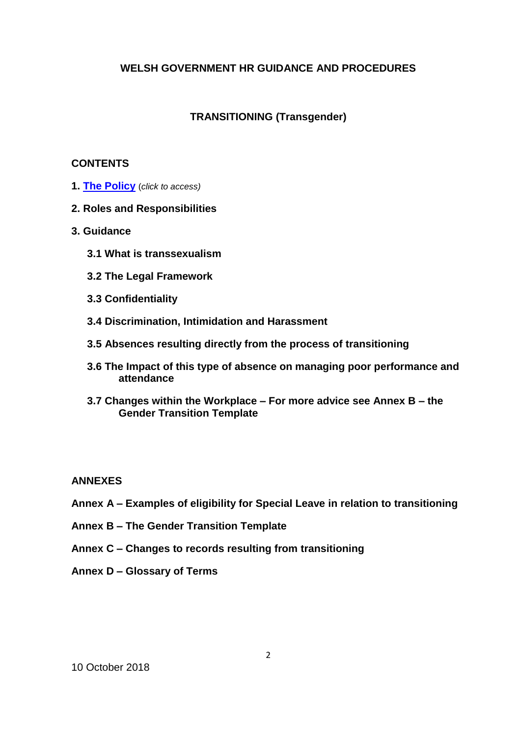**WELSH GOVERNMENT HR GUIDANCE AND PROCEDURES**

**TRANSITIONING (Transgender)**

**CONTENTS**

**1. The Policy** (*click to access)*

**2. Roles and Responsibilities**

**3. Guidance**

- **3.1 What is transsexualism**
- **3.2 The Legal Framework**
- **3.3 Confidentiality**
- **3.4 Discrimination, Intimidation and Harassment**
- **3.5 Absences resulting directly from the process of transitioning**
- **3.6 The Impact of this type of absence on managing poor performance and attendance**
- **3.7 Changes within the Workplace – For more advice see Annex B – the Gender Transition Template**

**ANNEXES**

**Annex A – Examples of eligibility for Special Leave in relation to transitioning**

**Annex B – The Gender Transition Template**

**Annex C – Changes to records resulting from transitioning**

**Annex D – Glossary of Terms**

10 October 2018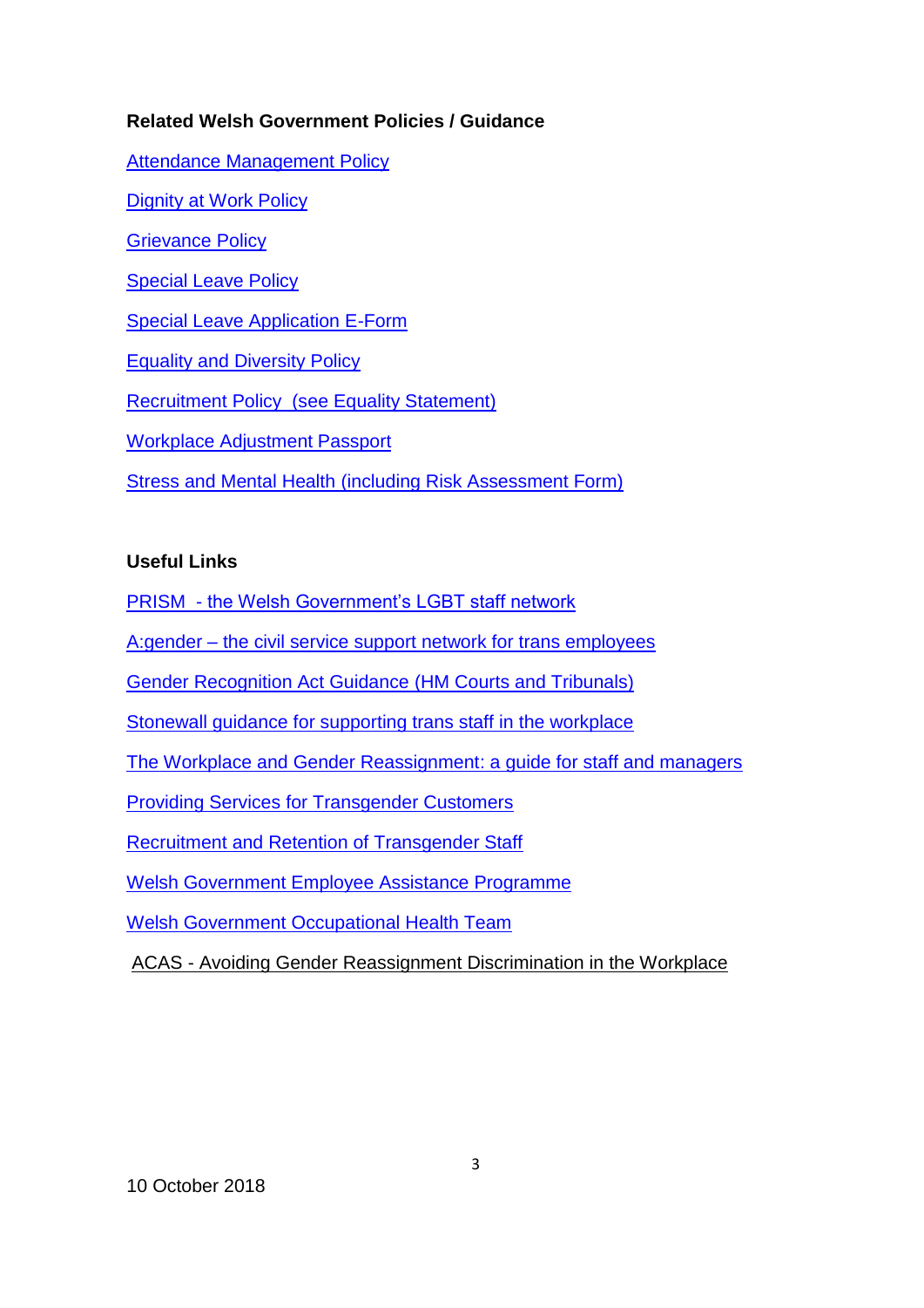**Related Welsh Government Policies / Guidance**

Attendance Management Policy

Dignity at Work Policy

Grievance Policy

Special Leave Policy

Special Leave Application E-Form

Equality and Diversity Policy

Recruitment Policy (see Equality Statement)

Workplace Adjustment Passport

Stress and Mental Health (including Risk Assessment Form)

**Useful Links**

PRISM - the Welsh Government's LGBT staff network

A:gender – the civil service support network for trans employees

Gender Recognition Act Guidance (HM Courts and Tribunals)

Stonewall guidance for supporting trans staff in the workplace

The Workplace and Gender Reassignment: a guide for staff and managers

Providing Services for Transgender Customers

Recruitment and Retention of Transgender Staff

Welsh Government Employee Assistance Programme

Welsh Government Occupational Health Team

ACAS - Avoiding Gender Reassignment Discrimination in the Workplace

10 October 2018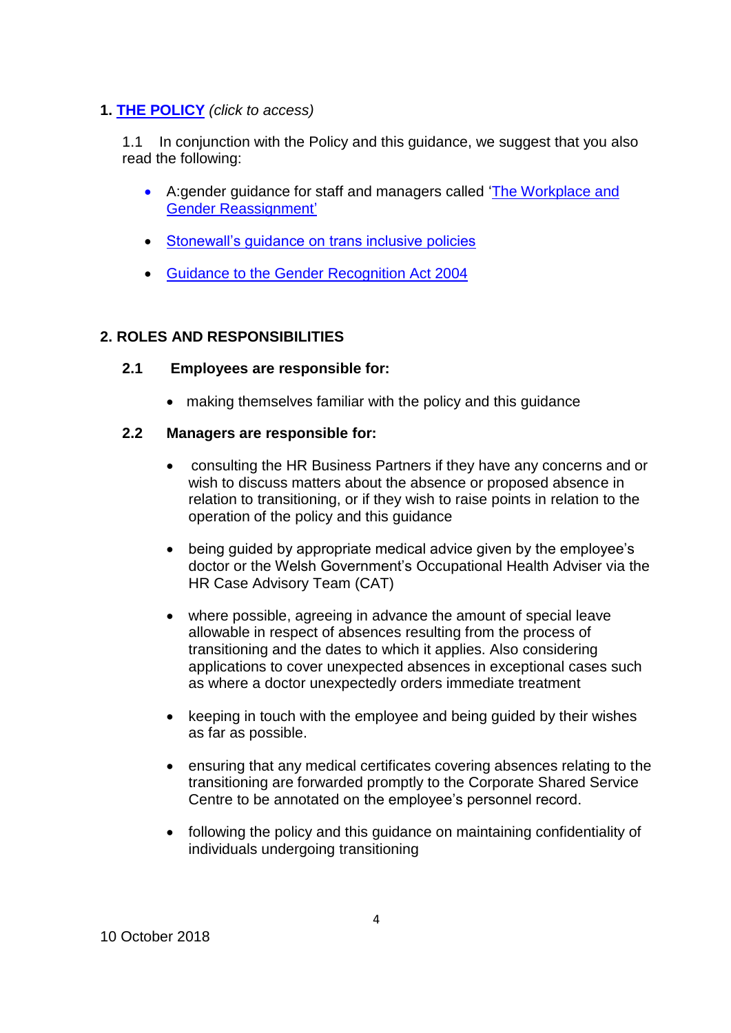## 1. THE POLICY *(click to access)*

1.1 In conjunction with the Policy and this guidance, we suggest that you also read the following:

- A:gender guidance for staff and managers called 'The Workplace and Gender Reassignment'
- Stonewall's guidance on trans inclusive policies
- Guidance to the Gender Recognition Act 2004

## 2. ROLES AND RESPONSIBILITIES

### 2.1 Employees are responsible for:

- making themselves familiar with the policy and this guidance

### 2.2 Managers are responsible for:

- consulting the HR Business Partners if they have any concerns and or wish to discuss matters about the absence or proposed absence in relation to transitioning, or if they wish to raise points in relation to the operation of the policy and this guidance
- being guided by appropriate medical advice given by the employee's doctor or the Welsh Government's Occupational Health Adviser via the HR Case Advisory Team (CAT)
- where possible, agreeing in advance the amount of special leave allowable in respect of absences resulting from the process of transitioning and the dates to which it applies. Also considering applications to cover unexpected absences in exceptional cases such as where a doctor unexpectedly orders immediate treatment
- keeping in touch with the employee and being guided by their wishes as far as possible.
- ensuring that any medical certificates covering absences relating to the transitioning are forwarded promptly to the Corporate Shared Service Centre to be annotated on the employee's personnel record.
- following the policy and this guidance on maintaining confidentiality of individuals undergoing transitioning

10 October 2018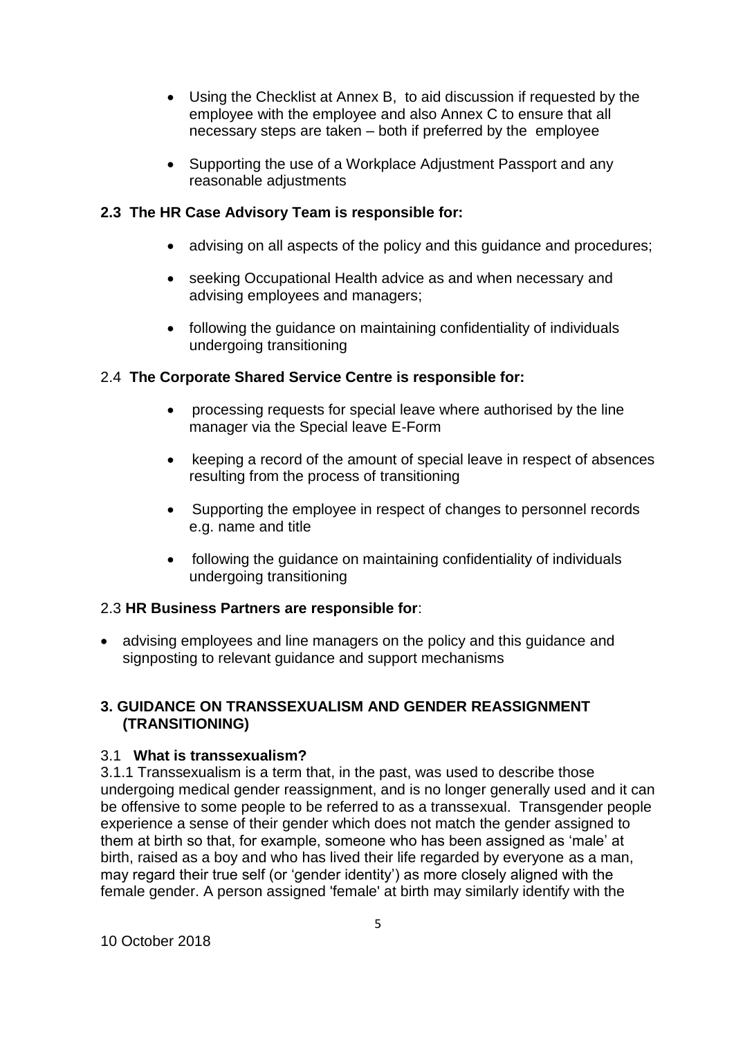- Using the Checklist at Annex B,  to aid discussion if requested by the employee with the employee and also Annex C to ensure that all necessary steps are taken – both if preferred by the  employee

- Supporting the use of a Workplace Adjustment Passport and any reasonable adjustments

### 2.3 The HR Case Advisory Team is responsible for:

- advising on all aspects of the policy and this guidance and procedures;

- seeking Occupational Health advice as and when necessary and advising employees and managers;

- following the guidance on maintaining confidentiality of individuals undergoing transitioning

### 2.4 The Corporate Shared Service Centre is responsible for:

- processing requests for special leave where authorised by the line manager via the Special leave E-Form

- keeping a record of the amount of special leave in respect of absences resulting from the process of transitioning

- Supporting the employee in respect of changes to personnel records e.g. name and title

- following the guidance on maintaining confidentiality of individuals undergoing transitioning

### 2.3 HR Business Partners are responsible for:

- advising employees and line managers on the policy and this guidance and signposting to relevant guidance and support mechanisms

## 3. GUIDANCE ON TRANSSEXUALISM AND GENDER REASSIGNMENT (TRANSITIONING)

### 3.1 What is transsexualism?

3.1.1 Transsexualism is a term that, in the past, was used to describe those undergoing medical gender reassignment, and is no longer generally used and it can be offensive to some people to be referred to as a transsexual.  Transgender people experience a sense of their gender which does not match the gender assigned to them at birth so that, for example, someone who has been assigned as 'male' at birth, raised as a boy and who has lived their life regarded by everyone as a man, may regard their true self (or 'gender identity') as more closely aligned with the female gender. A person assigned 'female' at birth may similarly identify with the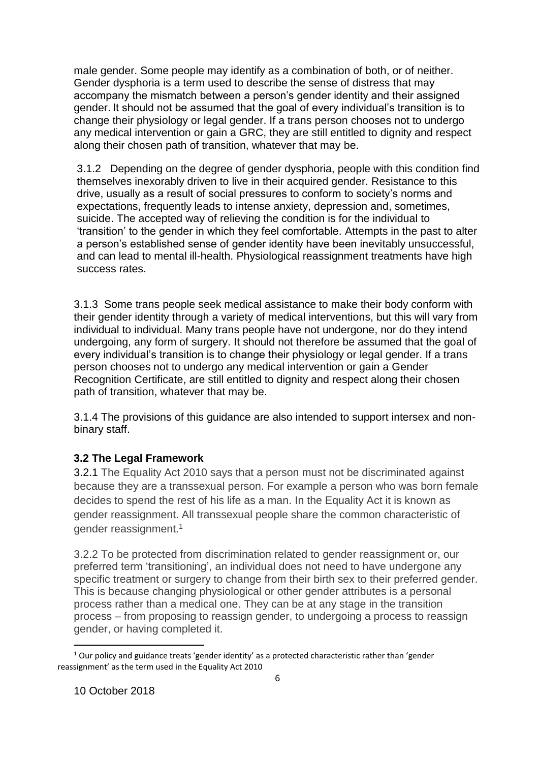male gender. Some people may identify as a combination of both, or of neither. Gender dysphoria is a term used to describe the sense of distress that may accompany the mismatch between a person's gender identity and their assigned gender. It should not be assumed that the goal of every individual's transition is to change their physiology or legal gender. If a trans person chooses not to undergo any medical intervention or gain a GRC, they are still entitled to dignity and respect along their chosen path of transition, whatever that may be.

3.1.2 Depending on the degree of gender dysphoria, people with this condition find themselves inexorably driven to live in their acquired gender. Resistance to this drive, usually as a result of social pressures to conform to society's norms and expectations, frequently leads to intense anxiety, depression and, sometimes, suicide. The accepted way of relieving the condition is for the individual to 'transition' to the gender in which they feel comfortable. Attempts in the past to alter a person's established sense of gender identity have been inevitably unsuccessful, and can lead to mental ill-health. Physiological reassignment treatments have high success rates.

3.1.3 Some trans people seek medical assistance to make their body conform with their gender identity through a variety of medical interventions, but this will vary from individual to individual. Many trans people have not undergone, nor do they intend undergoing, any form of surgery. It should not therefore be assumed that the goal of every individual's transition is to change their physiology or legal gender. If a trans person chooses not to undergo any medical intervention or gain a Gender Recognition Certificate, are still entitled to dignity and respect along their chosen path of transition, whatever that may be.

3.1.4 The provisions of this guidance are also intended to support intersex and non-binary staff.

### 3.2 The Legal Framework

3.2.1 The Equality Act 2010 says that a person must not be discriminated against because they are a transsexual person. For example a person who was born female decides to spend the rest of his life as a man. In the Equality Act it is known as gender reassignment. All transsexual people share the common characteristic of gender reassignment.[1]

3.2.2 To be protected from discrimination related to gender reassignment or, our preferred term 'transitioning', an individual does not need to have undergone any specific treatment or surgery to change from their birth sex to their preferred gender. This is because changing physiological or other gender attributes is a personal process rather than a medical one. They can be at any stage in the transition process – from proposing to reassign gender, to undergoing a process to reassign gender, or having completed it.

[1] Our policy and guidance treats 'gender identity' as a protected characteristic rather than 'gender reassignment' as the term used in the Equality Act 2010

10 October 2018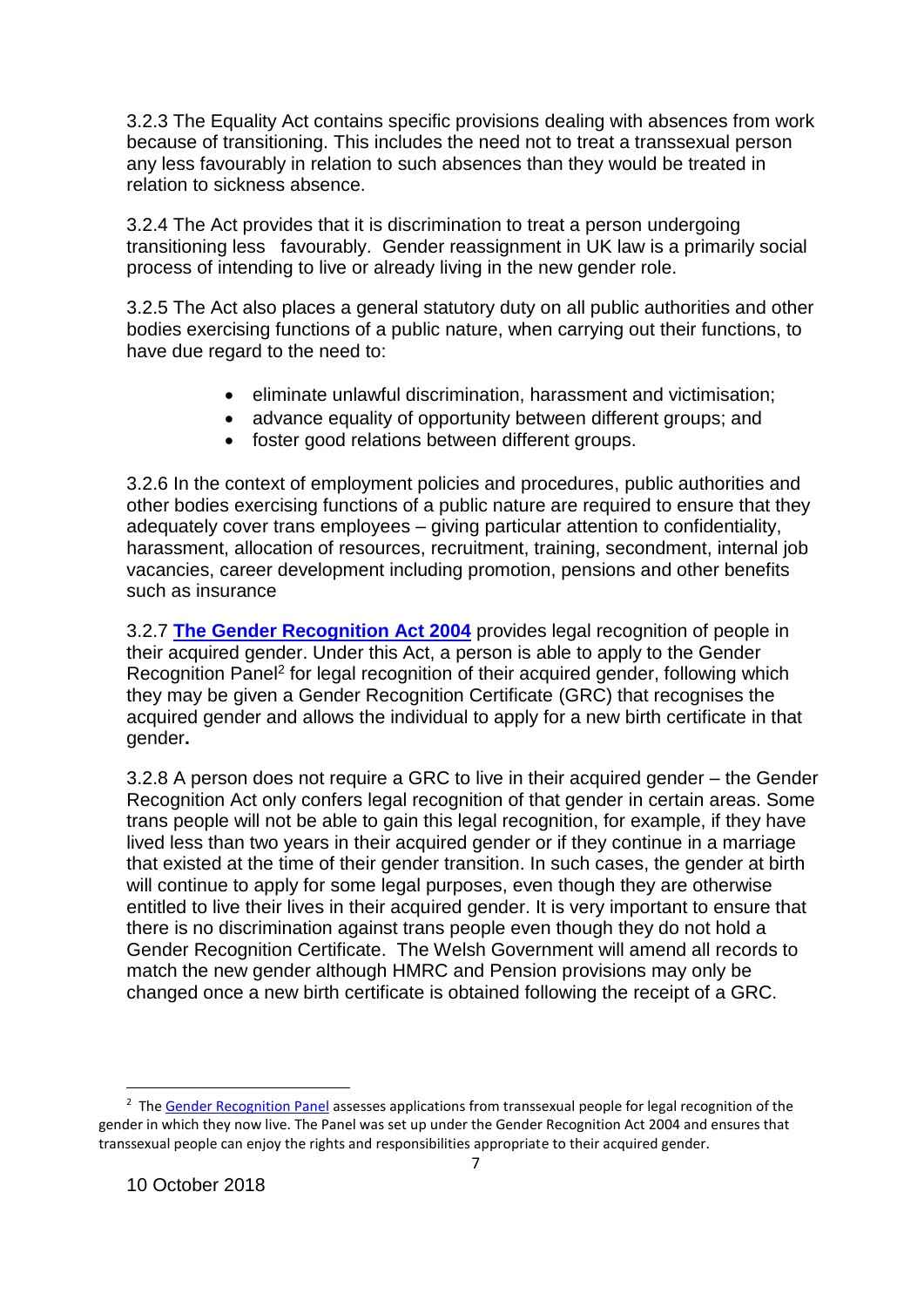3.2.3 The Equality Act contains specific provisions dealing with absences from work because of transitioning. This includes the need not to treat a transsexual person any less favourably in relation to such absences than they would be treated in relation to sickness absence.

3.2.4 The Act provides that it is discrimination to treat a person undergoing transitioning less favourably. Gender reassignment in UK law is a primarily social process of intending to live or already living in the new gender role.

3.2.5 The Act also places a general statutory duty on all public authorities and other bodies exercising functions of a public nature, when carrying out their functions, to have due regard to the need to:

- eliminate unlawful discrimination, harassment and victimisation;
- advance equality of opportunity between different groups; and
- foster good relations between different groups.

3.2.6 In the context of employment policies and procedures, public authorities and other bodies exercising functions of a public nature are required to ensure that they adequately cover trans employees – giving particular attention to confidentiality, harassment, allocation of resources, recruitment, training, secondment, internal job vacancies, career development including promotion, pensions and other benefits such as insurance

3.2.7 **The Gender Recognition Act 2004** provides legal recognition of people in their acquired gender. Under this Act, a person is able to apply to the Gender Recognition Panel[2] for legal recognition of their acquired gender, following which they may be given a Gender Recognition Certificate (GRC) that recognises the acquired gender and allows the individual to apply for a new birth certificate in that gender**.**

3.2.8 A person does not require a GRC to live in their acquired gender – the Gender Recognition Act only confers legal recognition of that gender in certain areas. Some trans people will not be able to gain this legal recognition, for example, if they have lived less than two years in their acquired gender or if they continue in a marriage that existed at the time of their gender transition. In such cases, the gender at birth will continue to apply for some legal purposes, even though they are otherwise entitled to live their lives in their acquired gender. It is very important to ensure that there is no discrimination against trans people even though they do not hold a Gender Recognition Certificate. The Welsh Government will amend all records to match the new gender although HMRC and Pension provisions may only be changed once a new birth certificate is obtained following the receipt of a GRC.

[2] The Gender Recognition Panel assesses applications from transsexual people for legal recognition of the gender in which they now live. The Panel was set up under the Gender Recognition Act 2004 and ensures that transsexual people can enjoy the rights and responsibilities appropriate to their acquired gender.

10 October 2018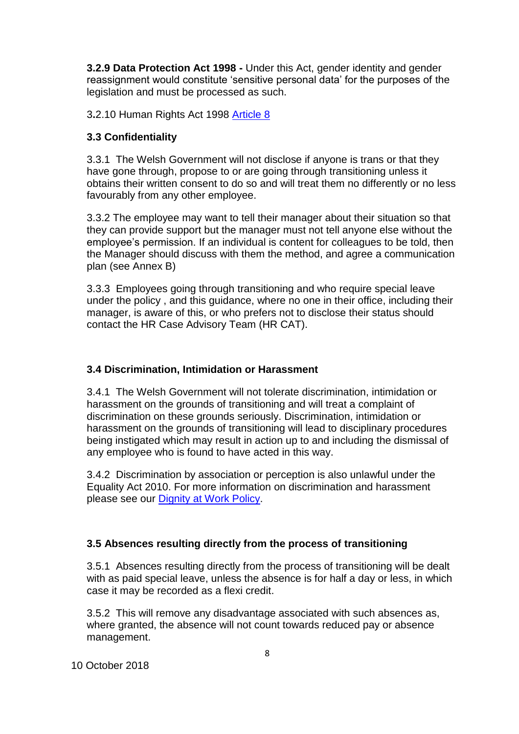**3.2.9 Data Protection Act 1998 -** Under this Act, gender identity and gender reassignment would constitute 'sensitive personal data' for the purposes of the legislation and must be processed as such.

3.2.10 Human Rights Act 1998 [Article 8]

### 3.3 Confidentiality

3.3.1 The Welsh Government will not disclose if anyone is trans or that they have gone through, propose to or are going through transitioning unless it obtains their written consent to do so and will treat them no differently or no less favourably from any other employee.

3.3.2 The employee may want to tell their manager about their situation so that they can provide support but the manager must not tell anyone else without the employee's permission. If an individual is content for colleagues to be told, then the Manager should discuss with them the method, and agree a communication plan (see Annex B)

3.3.3 Employees going through transitioning and who require special leave under the policy , and this guidance, where no one in their office, including their manager, is aware of this, or who prefers not to disclose their status should contact the HR Case Advisory Team (HR CAT).

### 3.4 Discrimination, Intimidation or Harassment

3.4.1 The Welsh Government will not tolerate discrimination, intimidation or harassment on the grounds of transitioning and will treat a complaint of discrimination on these grounds seriously. Discrimination, intimidation or harassment on the grounds of transitioning will lead to disciplinary procedures being instigated which may result in action up to and including the dismissal of any employee who is found to have acted in this way.

3.4.2 Discrimination by association or perception is also unlawful under the Equality Act 2010. For more information on discrimination and harassment please see our [Dignity at Work Policy].

### 3.5 Absences resulting directly from the process of transitioning

3.5.1 Absences resulting directly from the process of transitioning will be dealt with as paid special leave, unless the absence is for half a day or less, in which case it may be recorded as a flexi credit.

3.5.2 This will remove any disadvantage associated with such absences as, where granted, the absence will not count towards reduced pay or absence management.

10 October 2018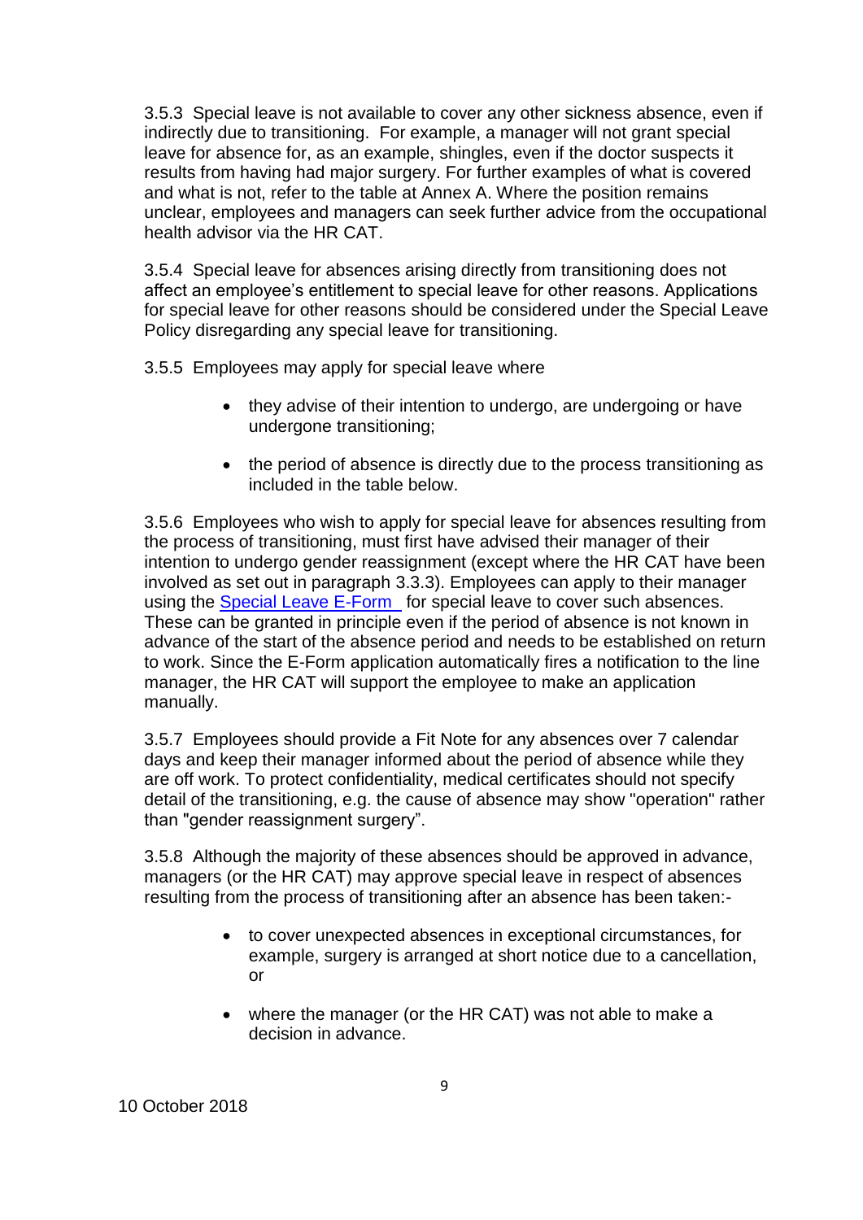3.5.3 Special leave is not available to cover any other sickness absence, even if indirectly due to transitioning. For example, a manager will not grant special leave for absence for, as an example, shingles, even if the doctor suspects it results from having had major surgery. For further examples of what is covered and what is not, refer to the table at Annex A. Where the position remains unclear, employees and managers can seek further advice from the occupational health advisor via the HR CAT.

3.5.4 Special leave for absences arising directly from transitioning does not affect an employee's entitlement to special leave for other reasons. Applications for special leave for other reasons should be considered under the Special Leave Policy disregarding any special leave for transitioning.

3.5.5 Employees may apply for special leave where

- they advise of their intention to undergo, are undergoing or have undergone transitioning;
- the period of absence is directly due to the process transitioning as included in the table below.

3.5.6 Employees who wish to apply for special leave for absences resulting from the process of transitioning, must first have advised their manager of their intention to undergo gender reassignment (except where the HR CAT have been involved as set out in paragraph 3.3.3). Employees can apply to their manager using the [Special Leave E-Form](#) for special leave to cover such absences. These can be granted in principle even if the period of absence is not known in advance of the start of the absence period and needs to be established on return to work. Since the E-Form application automatically fires a notification to the line manager, the HR CAT will support the employee to make an application manually.

3.5.7 Employees should provide a Fit Note for any absences over 7 calendar days and keep their manager informed about the period of absence while they are off work. To protect confidentiality, medical certificates should not specify detail of the transitioning, e.g. the cause of absence may show "operation" rather than "gender reassignment surgery".

3.5.8 Although the majority of these absences should be approved in advance, managers (or the HR CAT) may approve special leave in respect of absences resulting from the process of transitioning after an absence has been taken:-

- to cover unexpected absences in exceptional circumstances, for example, surgery is arranged at short notice due to a cancellation, or
- where the manager (or the HR CAT) was not able to make a decision in advance.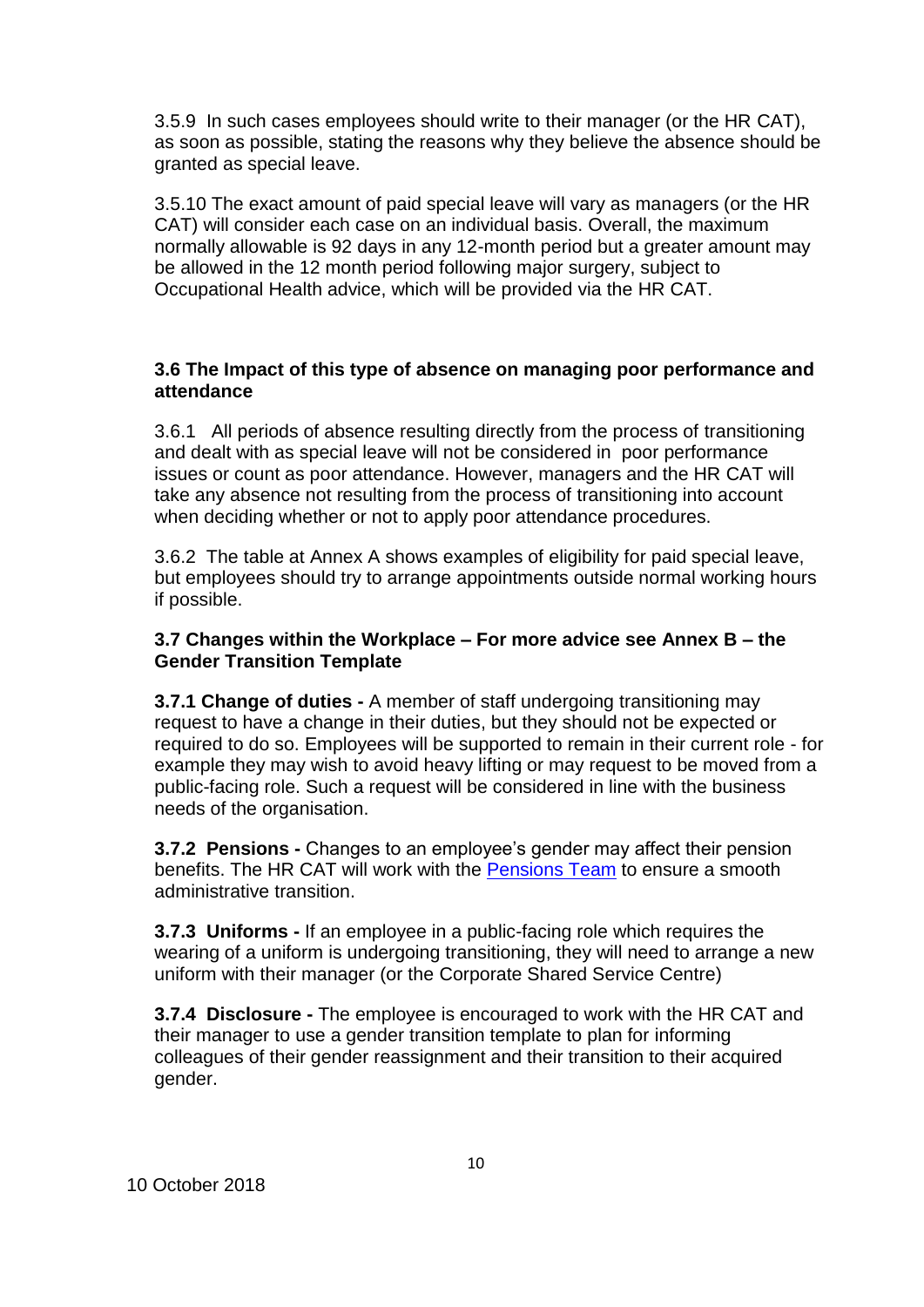3.5.9 In such cases employees should write to their manager (or the HR CAT), as soon as possible, stating the reasons why they believe the absence should be granted as special leave.

3.5.10 The exact amount of paid special leave will vary as managers (or the HR CAT) will consider each case on an individual basis. Overall, the maximum normally allowable is 92 days in any 12-month period but a greater amount may be allowed in the 12 month period following major surgery, subject to Occupational Health advice, which will be provided via the HR CAT.

### 3.6 The Impact of this type of absence on managing poor performance and attendance

3.6.1 All periods of absence resulting directly from the process of transitioning and dealt with as special leave will not be considered in poor performance issues or count as poor attendance. However, managers and the HR CAT will take any absence not resulting from the process of transitioning into account when deciding whether or not to apply poor attendance procedures.

3.6.2 The table at Annex A shows examples of eligibility for paid special leave, but employees should try to arrange appointments outside normal working hours if possible.

### 3.7 Changes within the Workplace – For more advice see Annex B – the Gender Transition Template

**3.7.1 Change of duties -** A member of staff undergoing transitioning may request to have a change in their duties, but they should not be expected or required to do so. Employees will be supported to remain in their current role - for example they may wish to avoid heavy lifting or may request to be moved from a public-facing role. Such a request will be considered in line with the business needs of the organisation.

**3.7.2 Pensions -** Changes to an employee's gender may affect their pension benefits. The HR CAT will work with the Pensions Team to ensure a smooth administrative transition.

**3.7.3 Uniforms -** If an employee in a public-facing role which requires the wearing of a uniform is undergoing transitioning, they will need to arrange a new uniform with their manager (or the Corporate Shared Service Centre)

**3.7.4 Disclosure -** The employee is encouraged to work with the HR CAT and their manager to use a gender transition template to plan for informing colleagues of their gender reassignment and their transition to their acquired gender.

10 October 2018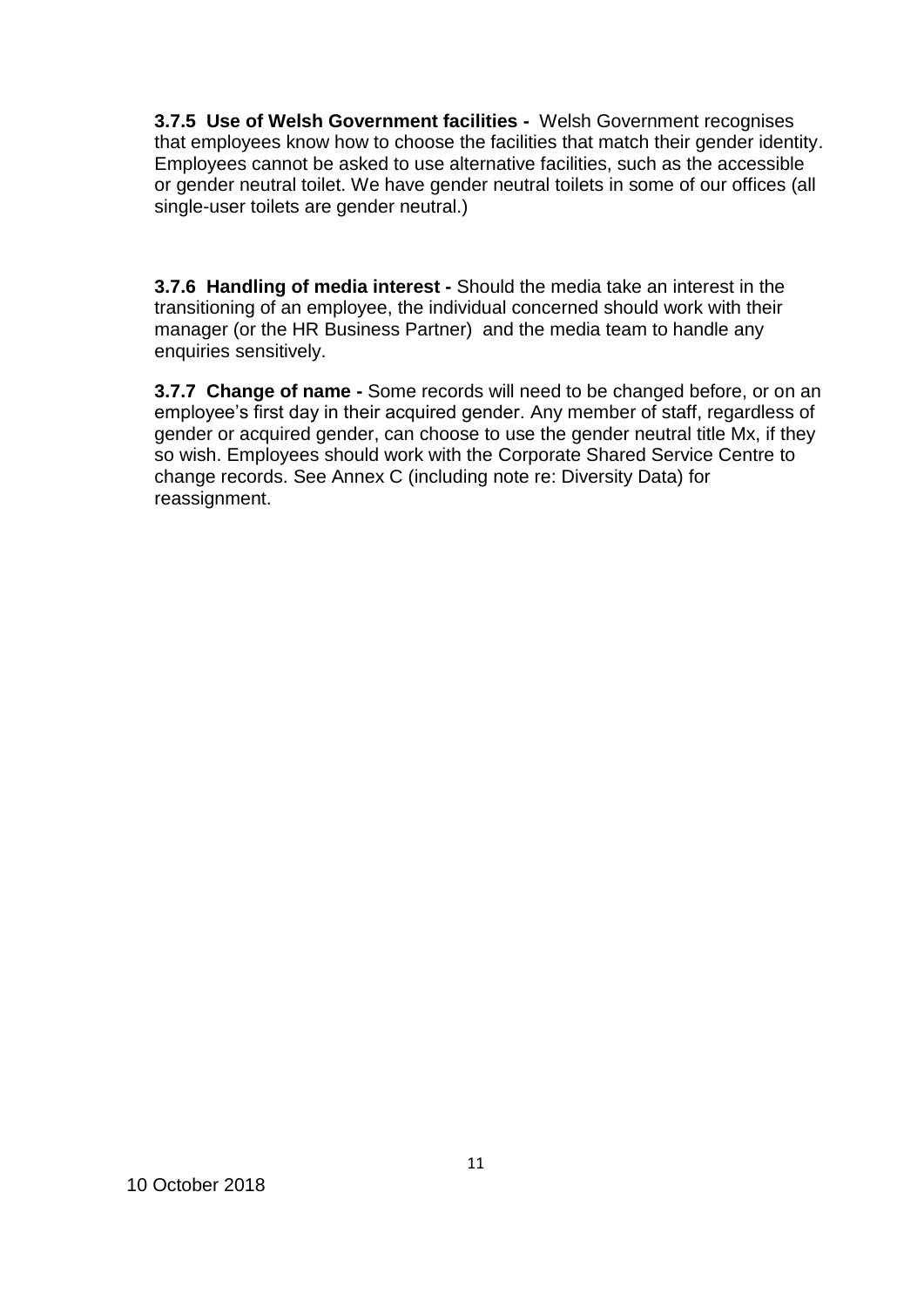**3.7.5 Use of Welsh Government facilities -** Welsh Government recognises that employees know how to choose the facilities that match their gender identity. Employees cannot be asked to use alternative facilities, such as the accessible or gender neutral toilet. We have gender neutral toilets in some of our offices (all single-user toilets are gender neutral.)

**3.7.6 Handling of media interest -** Should the media take an interest in the transitioning of an employee, the individual concerned should work with their manager (or the HR Business Partner) and the media team to handle any enquiries sensitively.

**3.7.7 Change of name -** Some records will need to be changed before, or on an employee's first day in their acquired gender. Any member of staff, regardless of gender or acquired gender, can choose to use the gender neutral title Mx, if they so wish. Employees should work with the Corporate Shared Service Centre to change records. See Annex C (including note re: Diversity Data) for reassignment.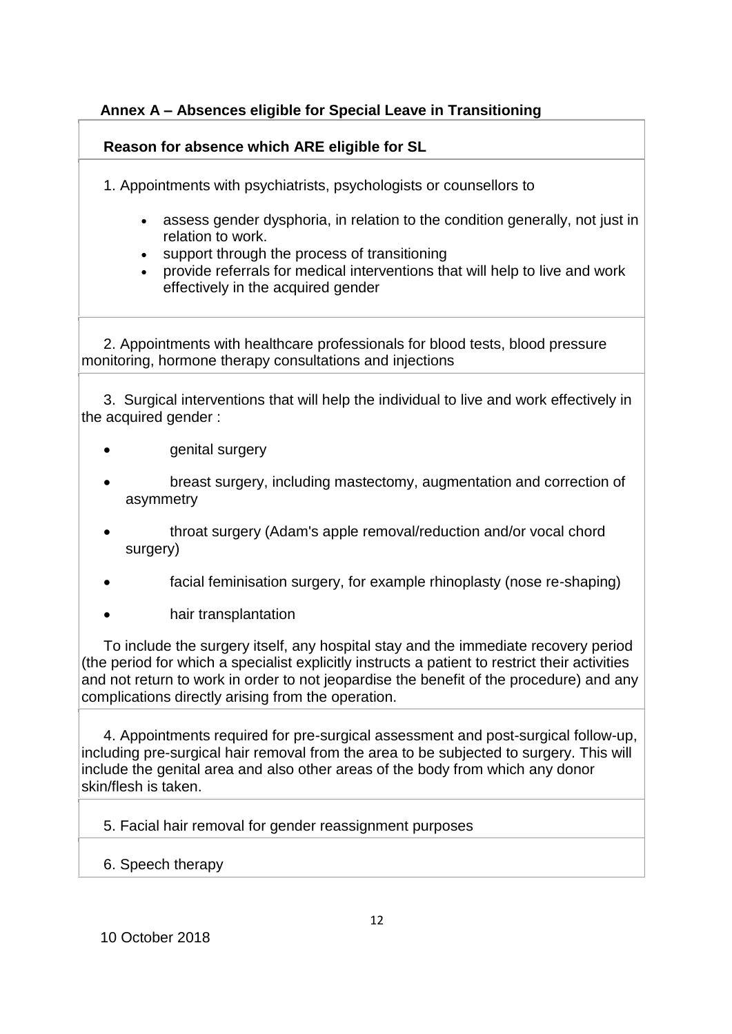## Annex A – Absences eligible for Special Leave in Transitioning

| Reason for absence which ARE eligible for SL |
| --- |
| 1. Appointments with psychiatrists, psychologists or counsellors to<br>• assess gender dysphoria, in relation to the condition generally, not just in relation to work.<br>• support through the process of transitioning<br>• provide referrals for medical interventions that will help to live and work effectively in the acquired gender |
| 2. Appointments with healthcare professionals for blood tests, blood pressure monitoring, hormone therapy consultations and injections |
| 3. Surgical interventions that will help the individual to live and work effectively in the acquired gender :<br>• genital surgery<br>• breast surgery, including mastectomy, augmentation and correction of asymmetry<br>• throat surgery (Adam's apple removal/reduction and/or vocal chord surgery)<br>• facial feminisation surgery, for example rhinoplasty (nose re-shaping)<br>• hair transplantation<br>To include the surgery itself, any hospital stay and the immediate recovery period (the period for which a specialist explicitly instructs a patient to restrict their activities and not return to work in order to not jeopardise the benefit of the procedure) and any complications directly arising from the operation. |
| 4. Appointments required for pre-surgical assessment and post-surgical follow-up, including pre-surgical hair removal from the area to be subjected to surgery. This will include the genital area and also other areas of the body from which any donor skin/flesh is taken. |
| 5. Facial hair removal for gender reassignment purposes |
| 6. Speech therapy |

10 October 2018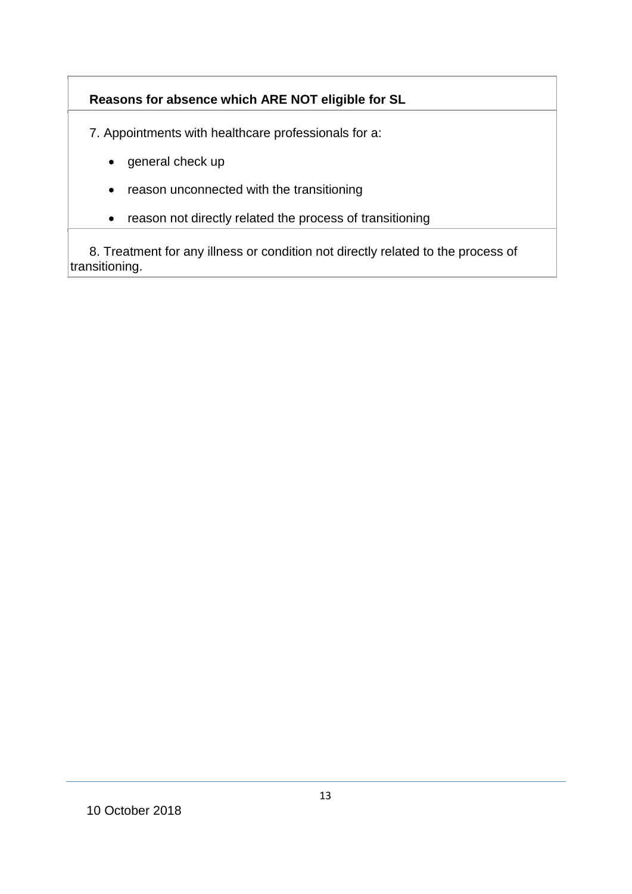| Reasons for absence which ARE NOT eligible for SL |
|---|
| 7. Appointments with healthcare professionals for a:<br>• general check up<br>• reason unconnected with the transitioning<br>• reason not directly related the process of transitioning |
| 8. Treatment for any illness or condition not directly related to the process of transitioning. |

10 October 2018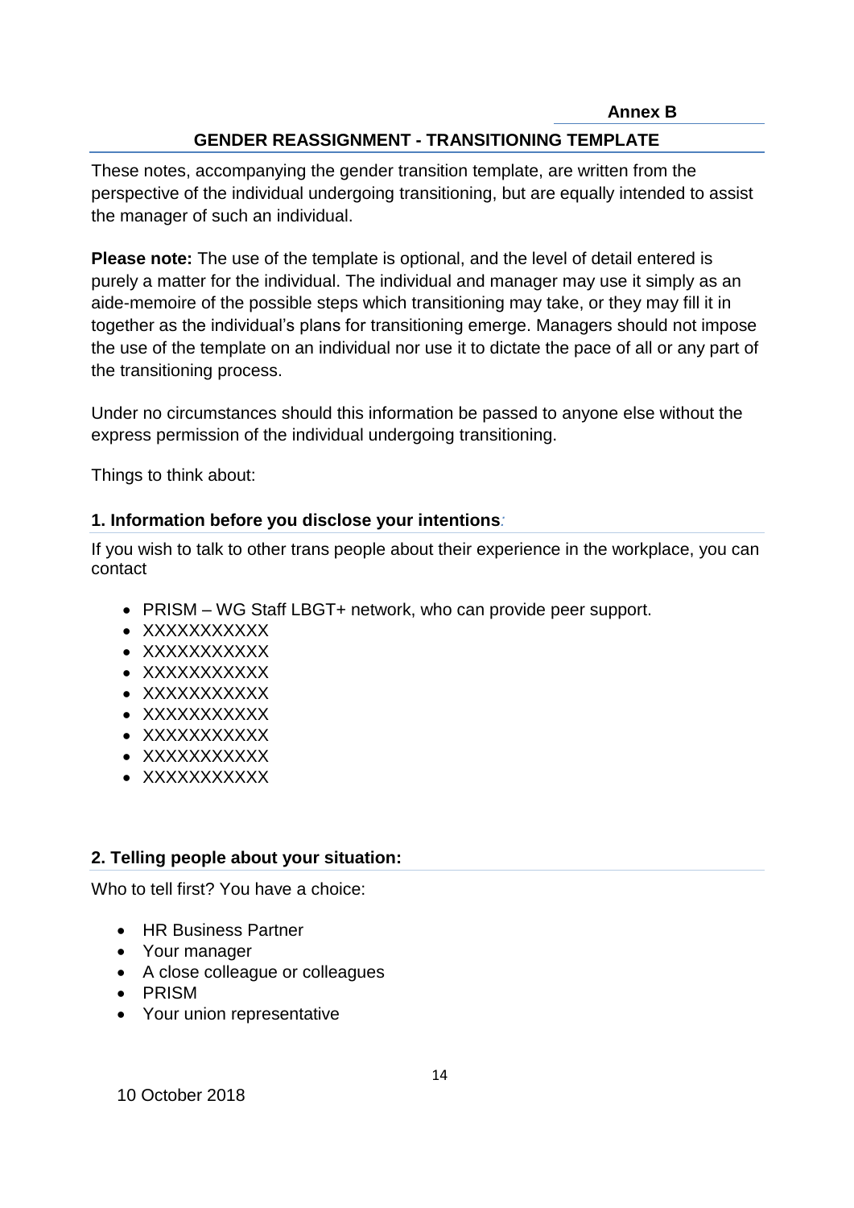**Annex B**

## GENDER REASSIGNMENT - TRANSITIONING TEMPLATE

These notes, accompanying the gender transition template, are written from the perspective of the individual undergoing transitioning, but are equally intended to assist the manager of such an individual.

**Please note:** The use of the template is optional, and the level of detail entered is purely a matter for the individual. The individual and manager may use it simply as an aide-memoire of the possible steps which transitioning may take, or they may fill it in together as the individual's plans for transitioning emerge. Managers should not impose the use of the template on an individual nor use it to dictate the pace of all or any part of the transitioning process.

Under no circumstances should this information be passed to anyone else without the express permission of the individual undergoing transitioning.

Things to think about:

### 1. Information before you disclose your intentions:

If you wish to talk to other trans people about their experience in the workplace, you can contact

- PRISM – WG Staff LBGT+ network, who can provide peer support.
- XXXXXXXXXXX
- XXXXXXXXXXX
- XXXXXXXXXXX
- XXXXXXXXXXX
- XXXXXXXXXXX
- XXXXXXXXXXX
- XXXXXXXXXXX
- XXXXXXXXXXX

### 2. Telling people about your situation:

Who to tell first? You have a choice:

- HR Business Partner
- Your manager
- A close colleague or colleagues
- PRISM
- Your union representative

10 October 2018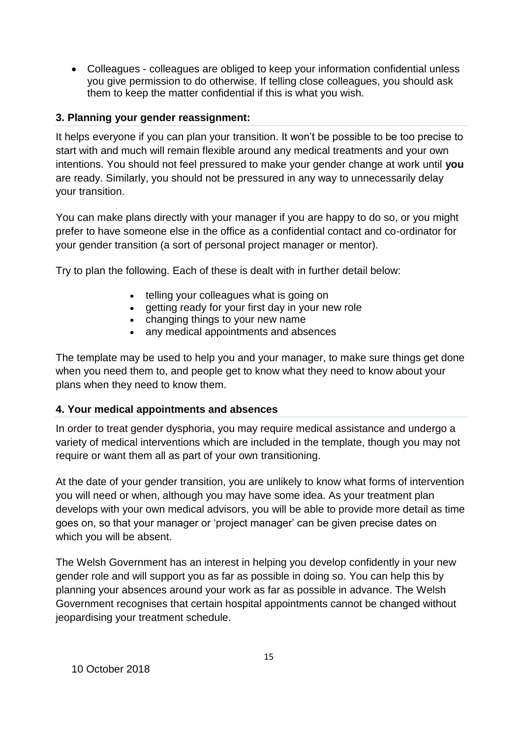- Colleagues - colleagues are obliged to keep your information confidential unless you give permission to do otherwise. If telling close colleagues, you should ask them to keep the matter confidential if this is what you wish.

### 3. Planning your gender reassignment:

It helps everyone if you can plan your transition. It won't be possible to be too precise to start with and much will remain flexible around any medical treatments and your own intentions. You should not feel pressured to make your gender change at work until **you** are ready. Similarly, you should not be pressured in any way to unnecessarily delay your transition.

You can make plans directly with your manager if you are happy to do so, or you might prefer to have someone else in the office as a confidential contact and co-ordinator for your gender transition (a sort of personal project manager or mentor).

Try to plan the following. Each of these is dealt with in further detail below:

- telling your colleagues what is going on
- getting ready for your first day in your new role
- changing things to your new name
- any medical appointments and absences

The template may be used to help you and your manager, to make sure things get done when you need them to, and people get to know what they need to know about your plans when they need to know them.

### 4. Your medical appointments and absences

In order to treat gender dysphoria, you may require medical assistance and undergo a variety of medical interventions which are included in the template, though you may not require or want them all as part of your own transitioning.

At the date of your gender transition, you are unlikely to know what forms of intervention you will need or when, although you may have some idea. As your treatment plan develops with your own medical advisors, you will be able to provide more detail as time goes on, so that your manager or 'project manager' can be given precise dates on which you will be absent.

The Welsh Government has an interest in helping you develop confidently in your new gender role and will support you as far as possible in doing so. You can help this by planning your absences around your work as far as possible in advance. The Welsh Government recognises that certain hospital appointments cannot be changed without jeopardising your treatment schedule.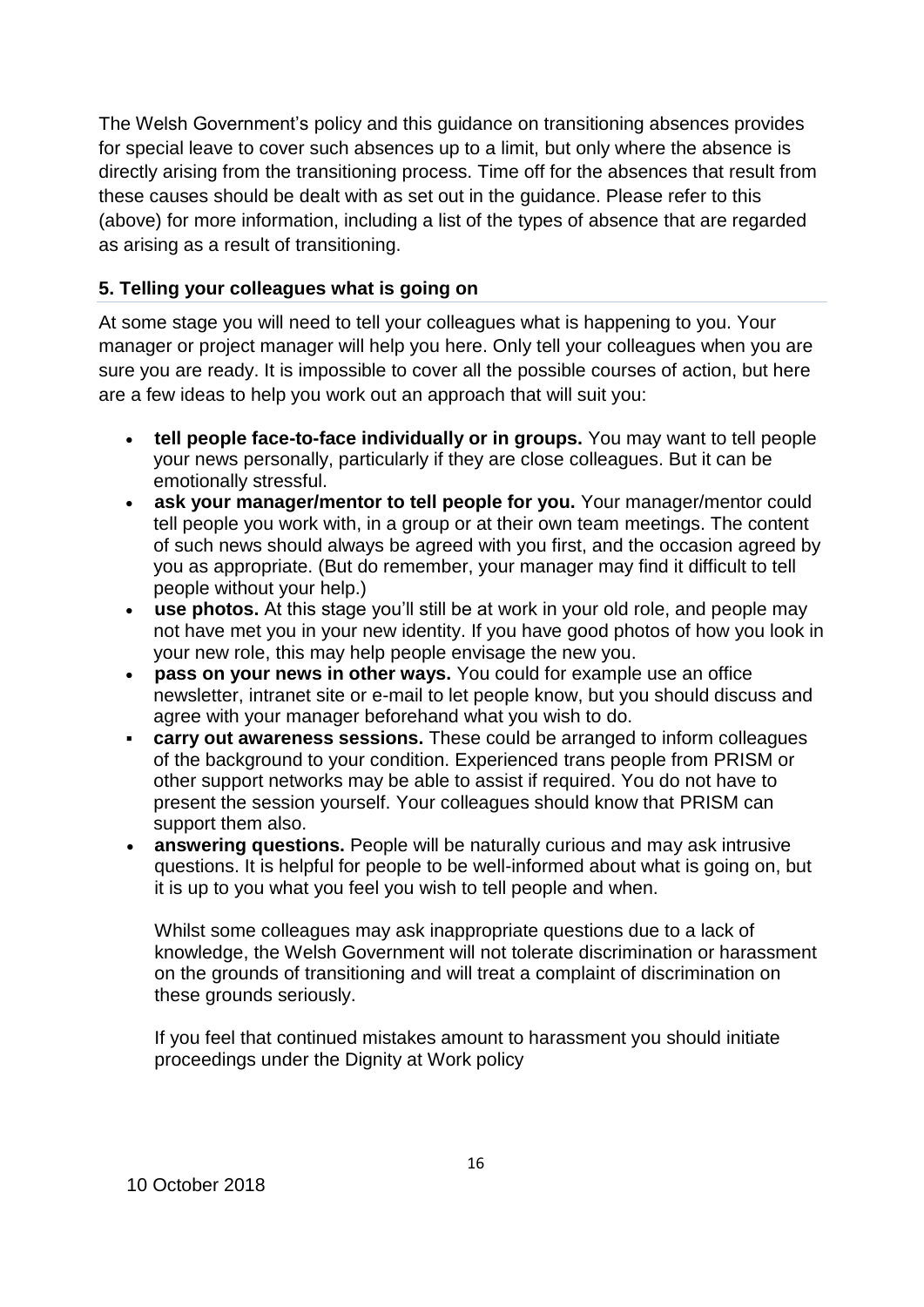The Welsh Government's policy and this guidance on transitioning absences provides for special leave to cover such absences up to a limit, but only where the absence is directly arising from the transitioning process. Time off for the absences that result from these causes should be dealt with as set out in the guidance. Please refer to this (above) for more information, including a list of the types of absence that are regarded as arising as a result of transitioning.

## 5. Telling your colleagues what is going on

At some stage you will need to tell your colleagues what is happening to you. Your manager or project manager will help you here. Only tell your colleagues when you are sure you are ready. It is impossible to cover all the possible courses of action, but here are a few ideas to help you work out an approach that will suit you:

- **tell people face-to-face individually or in groups.** You may want to tell people your news personally, particularly if they are close colleagues. But it can be emotionally stressful.
- **ask your manager/mentor to tell people for you.** Your manager/mentor could tell people you work with, in a group or at their own team meetings. The content of such news should always be agreed with you first, and the occasion agreed by you as appropriate. (But do remember, your manager may find it difficult to tell people without your help.)
- **use photos.** At this stage you'll still be at work in your old role, and people may not have met you in your new identity. If you have good photos of how you look in your new role, this may help people envisage the new you.
- **pass on your news in other ways.** You could for example use an office newsletter, intranet site or e-mail to let people know, but you should discuss and agree with your manager beforehand what you wish to do.
- **carry out awareness sessions.** These could be arranged to inform colleagues of the background to your condition. Experienced trans people from PRISM or other support networks may be able to assist if required. You do not have to present the session yourself. Your colleagues should know that PRISM can support them also.
- **answering questions.** People will be naturally curious and may ask intrusive questions. It is helpful for people to be well-informed about what is going on, but it is up to you what you feel you wish to tell people and when.

  Whilst some colleagues may ask inappropriate questions due to a lack of knowledge, the Welsh Government will not tolerate discrimination or harassment on the grounds of transitioning and will treat a complaint of discrimination on these grounds seriously.

  If you feel that continued mistakes amount to harassment you should initiate proceedings under the Dignity at Work policy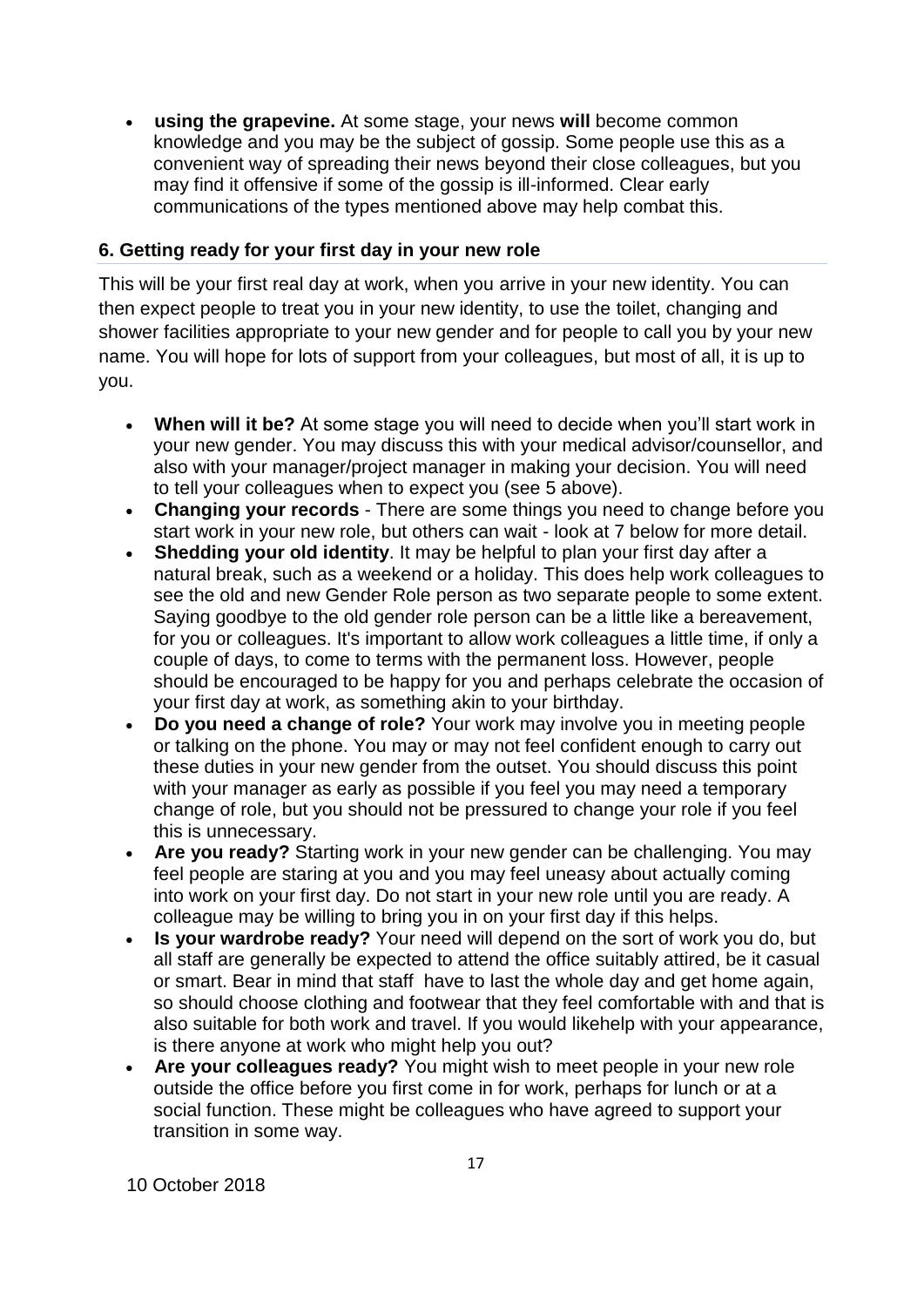- **using the grapevine.** At some stage, your news **will** become common knowledge and you may be the subject of gossip. Some people use this as a convenient way of spreading their news beyond their close colleagues, but you may find it offensive if some of the gossip is ill-informed. Clear early communications of the types mentioned above may help combat this.

### 6. Getting ready for your first day in your new role

This will be your first real day at work, when you arrive in your new identity. You can then expect people to treat you in your new identity, to use the toilet, changing and shower facilities appropriate to your new gender and for people to call you by your new name. You will hope for lots of support from your colleagues, but most of all, it is up to you.

- **When will it be?** At some stage you will need to decide when you'll start work in your new gender. You may discuss this with your medical advisor/counsellor, and also with your manager/project manager in making your decision. You will need to tell your colleagues when to expect you (see 5 above).
- **Changing your records** - There are some things you need to change before you start work in your new role, but others can wait - look at 7 below for more detail.
- **Shedding your old identity**. It may be helpful to plan your first day after a natural break, such as a weekend or a holiday. This does help work colleagues to see the old and new Gender Role person as two separate people to some extent. Saying goodbye to the old gender role person can be a little like a bereavement, for you or colleagues. It's important to allow work colleagues a little time, if only a couple of days, to come to terms with the permanent loss. However, people should be encouraged to be happy for you and perhaps celebrate the occasion of your first day at work, as something akin to your birthday.
- **Do you need a change of role?** Your work may involve you in meeting people or talking on the phone. You may or may not feel confident enough to carry out these duties in your new gender from the outset. You should discuss this point with your manager as early as possible if you feel you may need a temporary change of role, but you should not be pressured to change your role if you feel this is unnecessary.
- **Are you ready?** Starting work in your new gender can be challenging. You may feel people are staring at you and you may feel uneasy about actually coming into work on your first day. Do not start in your new role until you are ready. A colleague may be willing to bring you in on your first day if this helps.
- **Is your wardrobe ready?** Your need will depend on the sort of work you do, but all staff are generally be expected to attend the office suitably attired, be it casual or smart. Bear in mind that staff have to last the whole day and get home again, so should choose clothing and footwear that they feel comfortable with and that is also suitable for both work and travel. If you would likehelp with your appearance, is there anyone at work who might help you out?
- **Are your colleagues ready?** You might wish to meet people in your new role outside the office before you first come in for work, perhaps for lunch or at a social function. These might be colleagues who have agreed to support your transition in some way.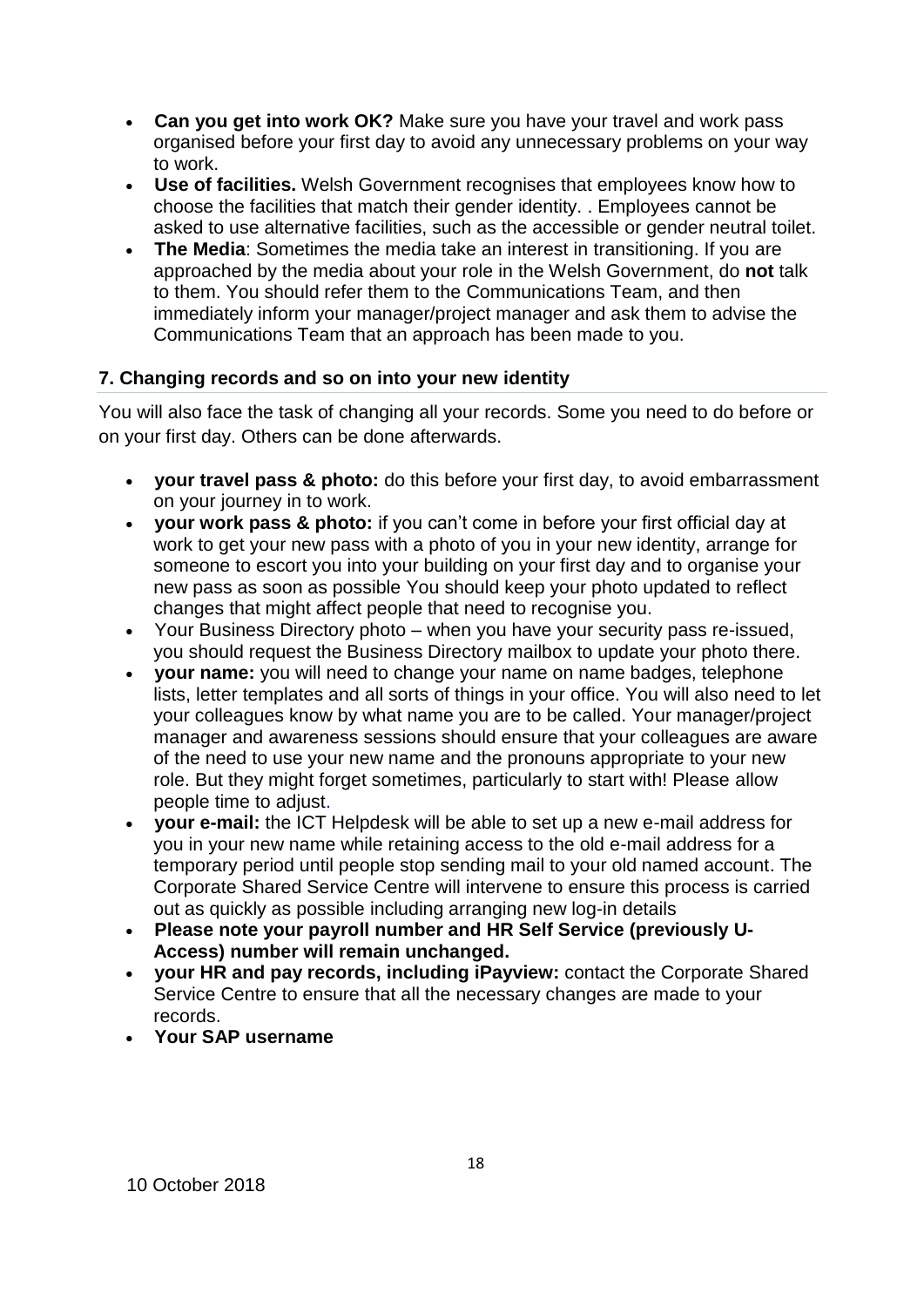- **Can you get into work OK?** Make sure you have your travel and work pass organised before your first day to avoid any unnecessary problems on your way to work.
- **Use of facilities.** Welsh Government recognises that employees know how to choose the facilities that match their gender identity. . Employees cannot be asked to use alternative facilities, such as the accessible or gender neutral toilet.
- **The Media**: Sometimes the media take an interest in transitioning. If you are approached by the media about your role in the Welsh Government, do **not** talk to them. You should refer them to the Communications Team, and then immediately inform your manager/project manager and ask them to advise the Communications Team that an approach has been made to you.

## 7. Changing records and so on into your new identity

You will also face the task of changing all your records. Some you need to do before or on your first day. Others can be done afterwards.

- **your travel pass & photo:** do this before your first day, to avoid embarrassment on your journey in to work.
- **your work pass & photo:** if you can't come in before your first official day at work to get your new pass with a photo of you in your new identity, arrange for someone to escort you into your building on your first day and to organise your new pass as soon as possible You should keep your photo updated to reflect changes that might affect people that need to recognise you.
- Your Business Directory photo – when you have your security pass re-issued, you should request the Business Directory mailbox to update your photo there.
- **your name:** you will need to change your name on name badges, telephone lists, letter templates and all sorts of things in your office. You will also need to let your colleagues know by what name you are to be called. Your manager/project manager and awareness sessions should ensure that your colleagues are aware of the need to use your new name and the pronouns appropriate to your new role. But they might forget sometimes, particularly to start with! Please allow people time to adjust.
- **your e-mail:** the ICT Helpdesk will be able to set up a new e-mail address for you in your new name while retaining access to the old e-mail address for a temporary period until people stop sending mail to your old named account. The Corporate Shared Service Centre will intervene to ensure this process is carried out as quickly as possible including arranging new log-in details
- **Please note your payroll number and HR Self Service (previously U-Access) number will remain unchanged.**
- **your HR and pay records, including iPayview:** contact the Corporate Shared Service Centre to ensure that all the necessary changes are made to your records.
- **Your SAP username**

10 October 2018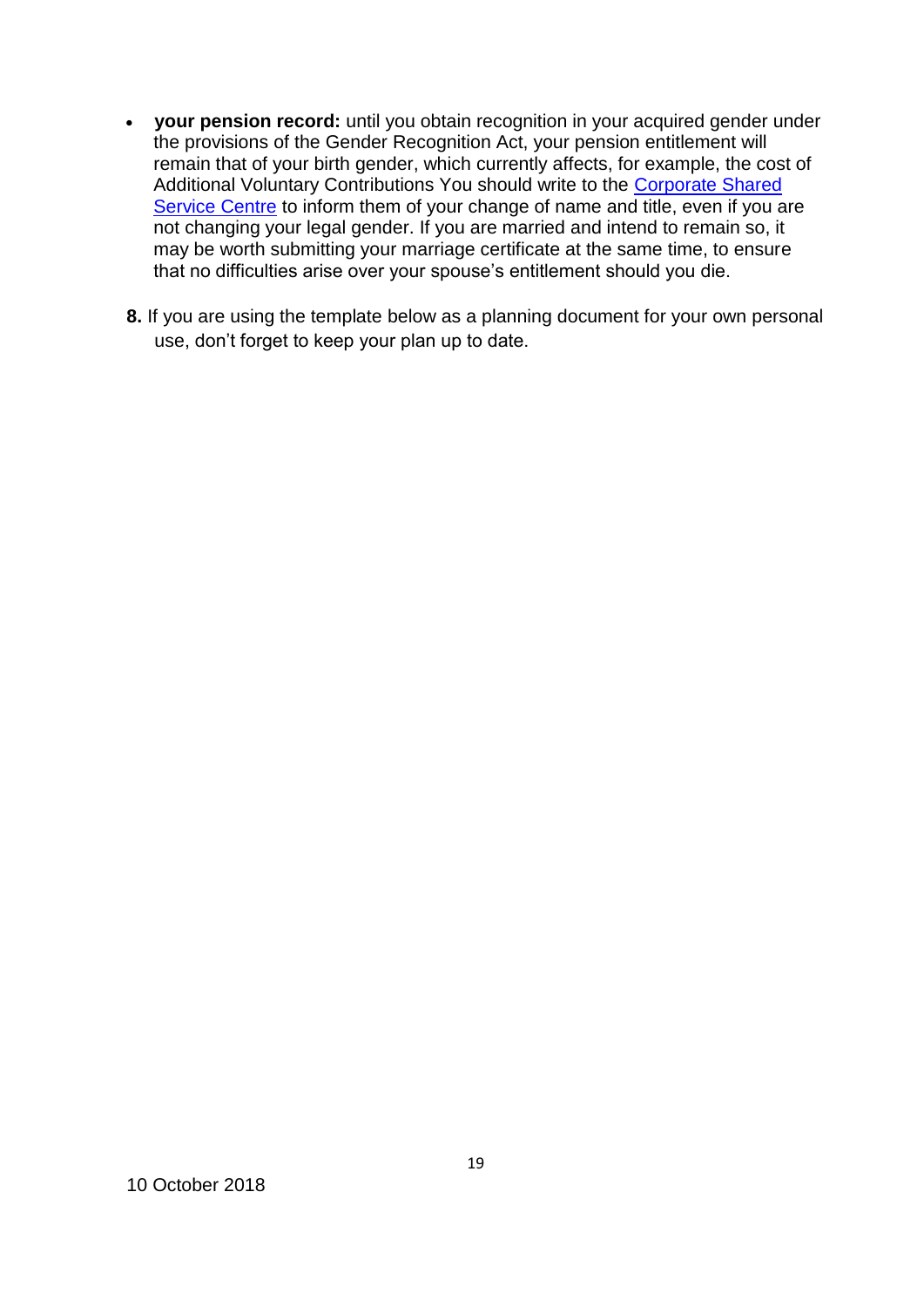- **your pension record:** until you obtain recognition in your acquired gender under the provisions of the Gender Recognition Act, your pension entitlement will remain that of your birth gender, which currently affects, for example, the cost of Additional Voluntary Contributions You should write to the Corporate Shared Service Centre to inform them of your change of name and title, even if you are not changing your legal gender. If you are married and intend to remain so, it may be worth submitting your marriage certificate at the same time, to ensure that no difficulties arise over your spouse's entitlement should you die.

**8.** If you are using the template below as a planning document for your own personal use, don't forget to keep your plan up to date.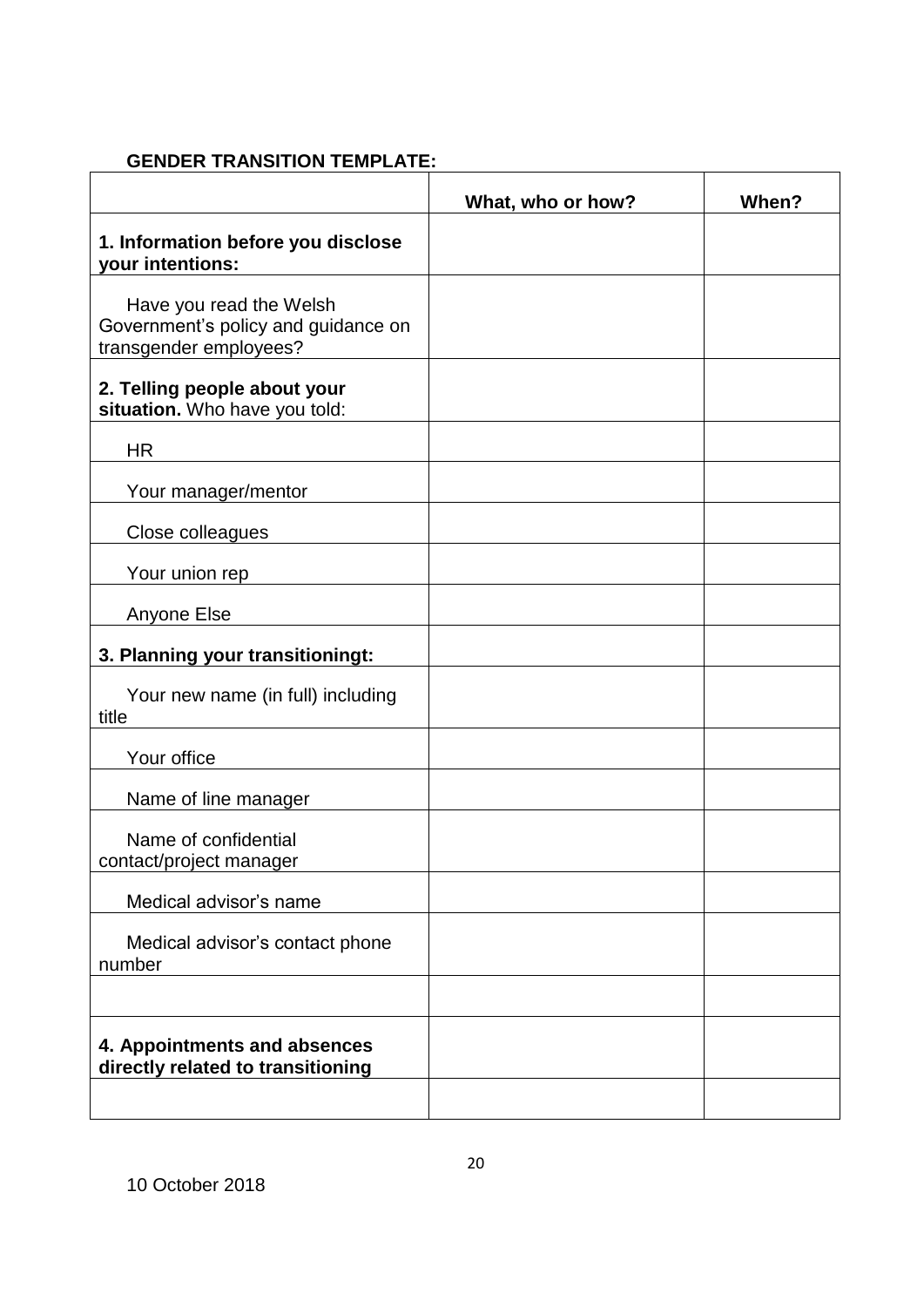**GENDER TRANSITION TEMPLATE:**

| | What, who or how? | When? |
|---|---|---|
| **1. Information before you disclose your intentions:** | | |
| Have you read the Welsh Government's policy and guidance on transgender employees? | | |
| **2. Telling people about your situation.** Who have you told: | | |
| HR | | |
| Your manager/mentor | | |
| Close colleagues | | |
| Your union rep | | |
| Anyone Else | | |
| **3. Planning your transitioningt:** | | |
| Your new name (in full) including title | | |
| Your office | | |
| Name of line manager | | |
| Name of confidential contact/project manager | | |
| Medical advisor's name | | |
| Medical advisor's contact phone number | | |
| | | |
| **4. Appointments and absences directly related to transitioning** | | |
| | | |

10 October 2018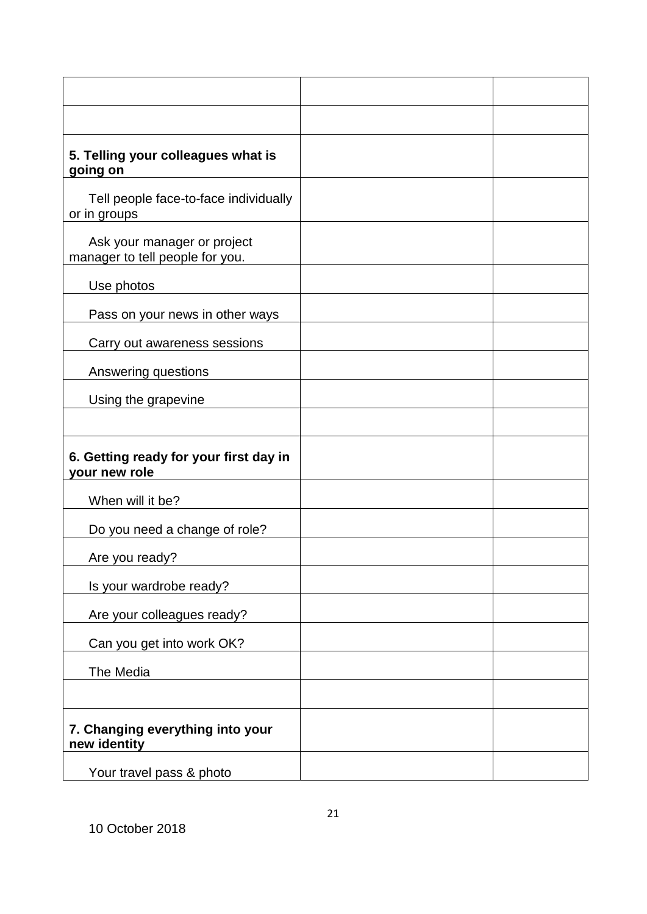| | | |
|---|---|---|
| | | |
| | | |
| **5. Telling your colleagues what is going on** | | |
| Tell people face-to-face individually or in groups | | |
| Ask your manager or project manager to tell people for you. | | |
| Use photos | | |
| Pass on your news in other ways | | |
| Carry out awareness sessions | | |
| Answering questions | | |
| Using the grapevine | | |
| | | |
| **6. Getting ready for your first day in your new role** | | |
| When will it be? | | |
| Do you need a change of role? | | |
| Are you ready? | | |
| Is your wardrobe ready? | | |
| Are your colleagues ready? | | |
| Can you get into work OK? | | |
| The Media | | |
| | | |
| **7. Changing everything into your new identity** | | |
| Your travel pass & photo | | |

10 October 2018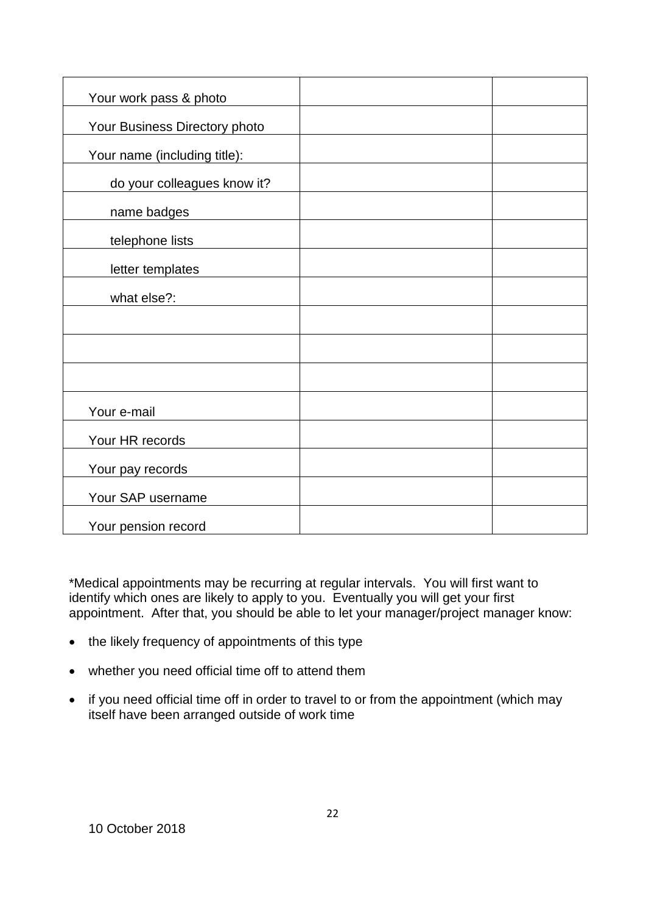| Your work pass & photo | | |
|---|---|---|
| Your Business Directory photo | | |
| Your name (including title): | | |
| do your colleagues know it? | | |
| name badges | | |
| telephone lists | | |
| letter templates | | |
| what else?: | | |
| | | |
| | | |
| | | |
| Your e-mail | | |
| Your HR records | | |
| Your pay records | | |
| Your SAP username | | |
| Your pension record | | |

*Medical appointments may be recurring at regular intervals. You will first want to identify which ones are likely to apply to you. Eventually you will get your first appointment. After that, you should be able to let your manager/project manager know:

- the likely frequency of appointments of this type
- whether you need official time off to attend them
- if you need official time off in order to travel to or from the appointment (which may itself have been arranged outside of work time

10 October 2018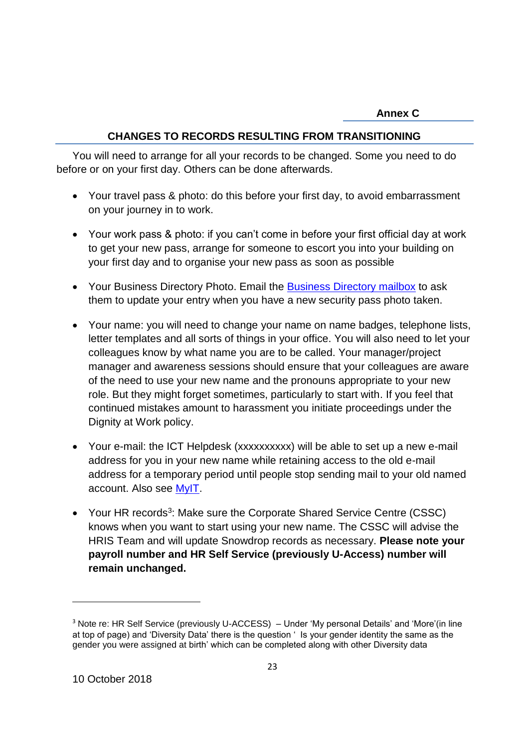**Annex C**

## CHANGES TO RECORDS RESULTING FROM TRANSITIONING

You will need to arrange for all your records to be changed. Some you need to do before or on your first day. Others can be done afterwards.

- Your travel pass & photo: do this before your first day, to avoid embarrassment on your journey in to work.
- Your work pass & photo: if you can't come in before your first official day at work to get your new pass, arrange for someone to escort you into your building on your first day and to organise your new pass as soon as possible
- Your Business Directory Photo. Email the Business Directory mailbox to ask them to update your entry when you have a new security pass photo taken.
- Your name: you will need to change your name on name badges, telephone lists, letter templates and all sorts of things in your office. You will also need to let your colleagues know by what name you are to be called. Your manager/project manager and awareness sessions should ensure that your colleagues are aware of the need to use your new name and the pronouns appropriate to your new role. But they might forget sometimes, particularly to start with. If you feel that continued mistakes amount to harassment you initiate proceedings under the Dignity at Work policy.
- Your e-mail: the ICT Helpdesk (xxxxxxxxxx) will be able to set up a new e-mail address for you in your new name while retaining access to the old e-mail address for a temporary period until people stop sending mail to your old named account. Also see MyIT.
- Your HR records[3]: Make sure the Corporate Shared Service Centre (CSSC) knows when you want to start using your new name. The CSSC will advise the HRIS Team and will update Snowdrop records as necessary. **Please note your payroll number and HR Self Service (previously U-Access) number will remain unchanged.**

[3] Note re: HR Self Service (previously U-ACCESS) – Under 'My personal Details' and 'More'(in line at top of page) and 'Diversity Data' there is the question ' Is your gender identity the same as the gender you were assigned at birth' which can be completed along with other Diversity data

10 October 2018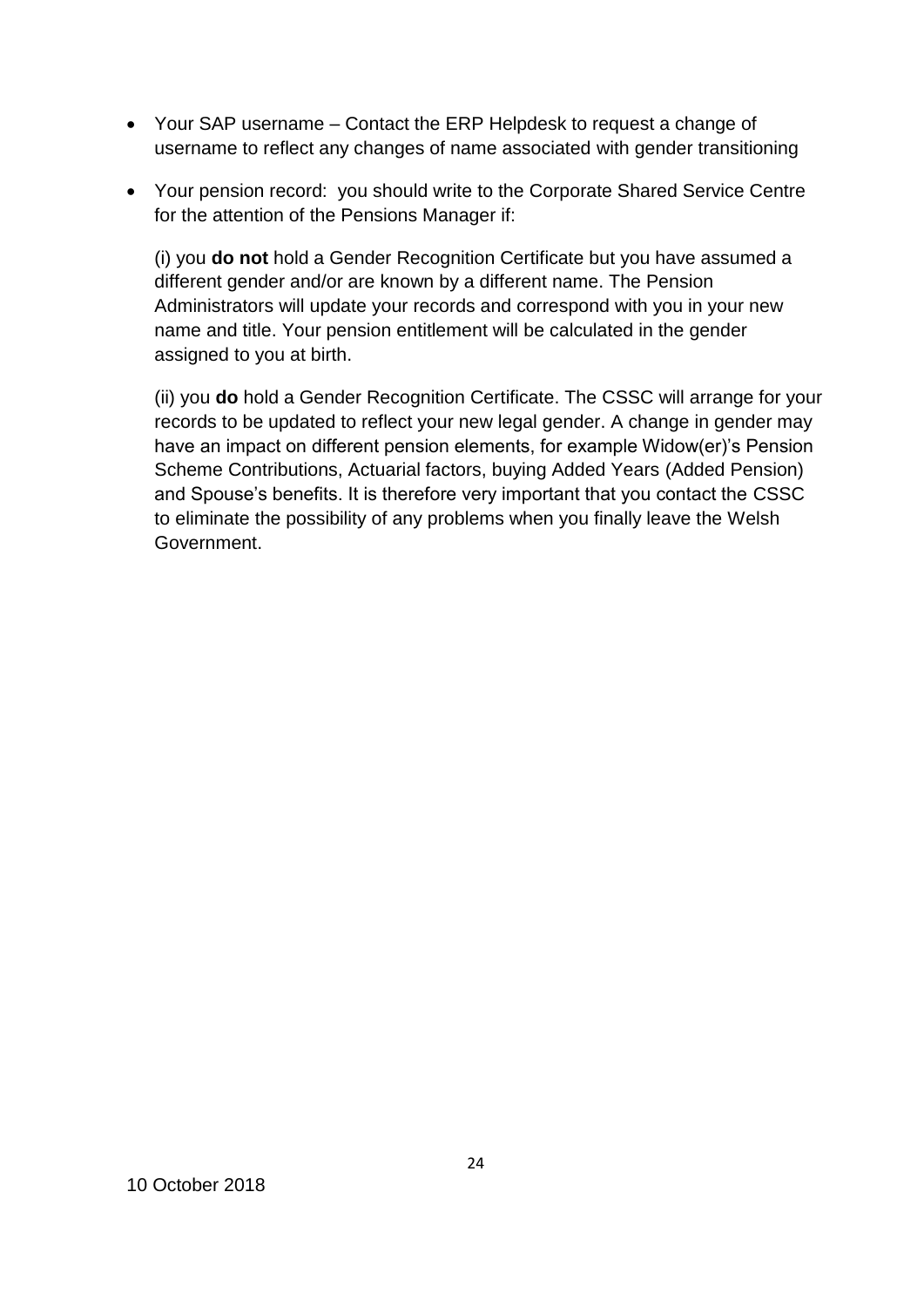- Your SAP username – Contact the ERP Helpdesk to request a change of username to reflect any changes of name associated with gender transitioning

- Your pension record: you should write to the Corporate Shared Service Centre for the attention of the Pensions Manager if:

  (i) you **do not** hold a Gender Recognition Certificate but you have assumed a different gender and/or are known by a different name. The Pension Administrators will update your records and correspond with you in your new name and title. Your pension entitlement will be calculated in the gender assigned to you at birth.

  (ii) you **do** hold a Gender Recognition Certificate. The CSSC will arrange for your records to be updated to reflect your new legal gender. A change in gender may have an impact on different pension elements, for example Widow(er)'s Pension Scheme Contributions, Actuarial factors, buying Added Years (Added Pension) and Spouse's benefits. It is therefore very important that you contact the CSSC to eliminate the possibility of any problems when you finally leave the Welsh Government.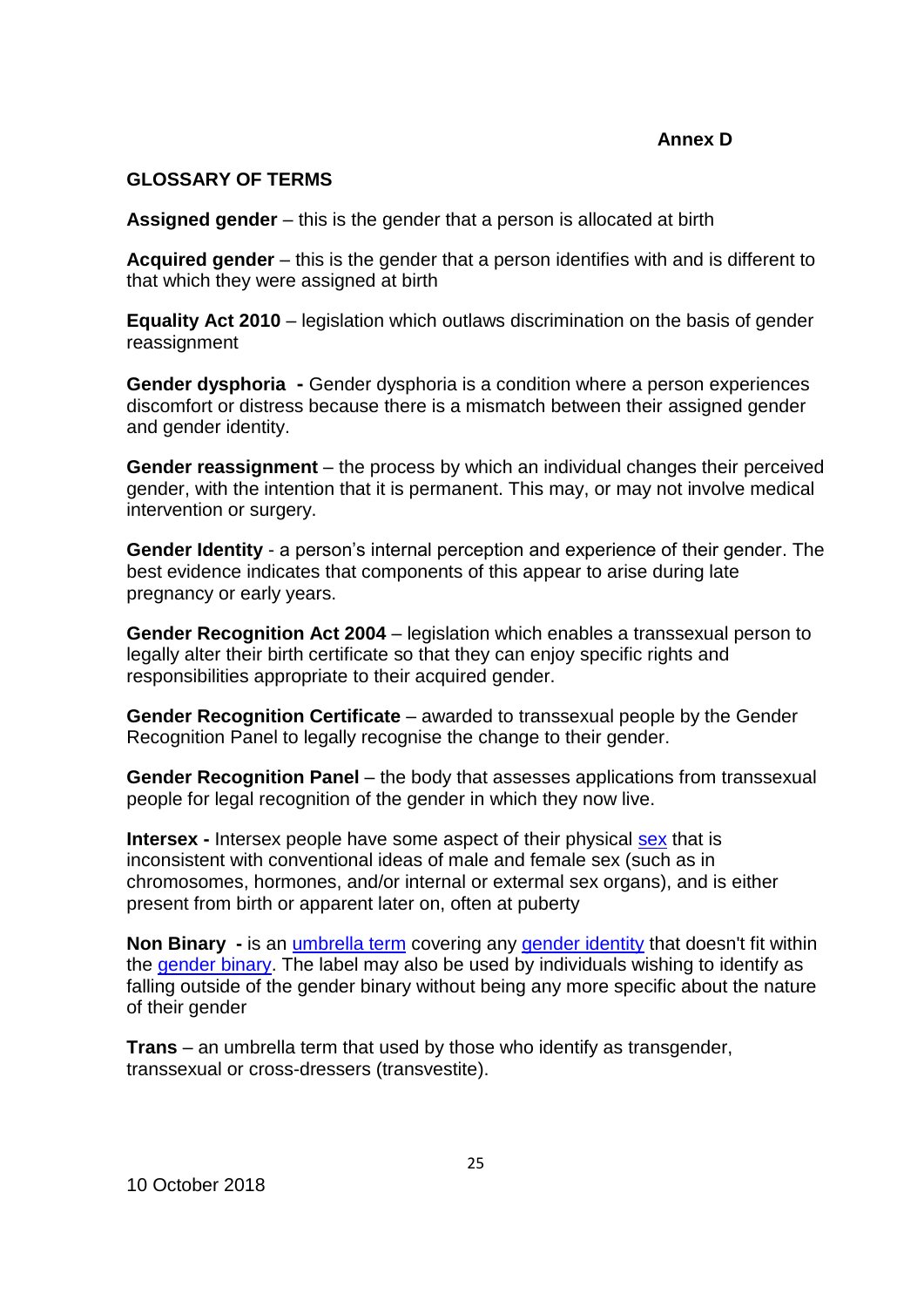**Annex D**

## GLOSSARY OF TERMS

**Assigned gender** – this is the gender that a person is allocated at birth

**Acquired gender** – this is the gender that a person identifies with and is different to that which they were assigned at birth

**Equality Act 2010** – legislation which outlaws discrimination on the basis of gender reassignment

**Gender dysphoria -** Gender dysphoria is a condition where a person experiences discomfort or distress because there is a mismatch between their assigned gender and gender identity.

**Gender reassignment** – the process by which an individual changes their perceived gender, with the intention that it is permanent. This may, or may not involve medical intervention or surgery.

**Gender Identity** - a person's internal perception and experience of their gender. The best evidence indicates that components of this appear to arise during late pregnancy or early years.

**Gender Recognition Act 2004** – legislation which enables a transsexual person to legally alter their birth certificate so that they can enjoy specific rights and responsibilities appropriate to their acquired gender.

**Gender Recognition Certificate** – awarded to transsexual people by the Gender Recognition Panel to legally recognise the change to their gender.

**Gender Recognition Panel** – the body that assesses applications from transsexual people for legal recognition of the gender in which they now live.

**Intersex -** Intersex people have some aspect of their physical sex that is inconsistent with conventional ideas of male and female sex (such as in chromosomes, hormones, and/or internal or external sex organs), and is either present from birth or apparent later on, often at puberty

**Non Binary -** is an umbrella term covering any gender identity that doesn't fit within the gender binary. The label may also be used by individuals wishing to identify as falling outside of the gender binary without being any more specific about the nature of their gender

**Trans** – an umbrella term that used by those who identify as transgender, transsexual or cross-dressers (transvestite).

10 October 2018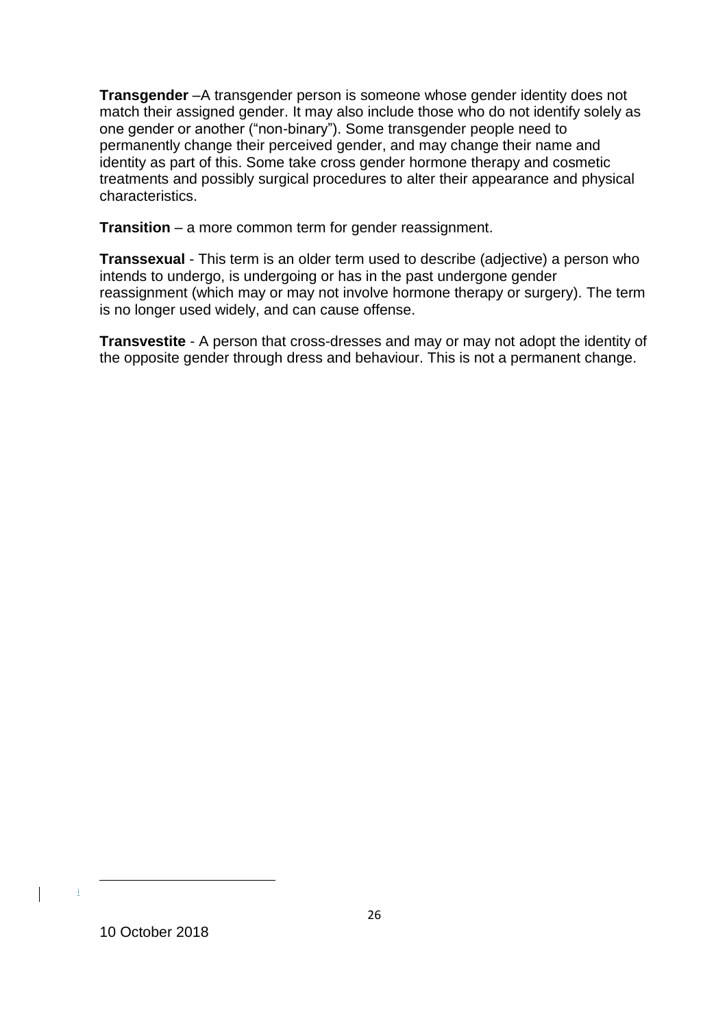**Transgender** –A transgender person is someone whose gender identity does not match their assigned gender. It may also include those who do not identify solely as one gender or another ("non-binary"). Some transgender people need to permanently change their perceived gender, and may change their name and identity as part of this. Some take cross gender hormone therapy and cosmetic treatments and possibly surgical procedures to alter their appearance and physical characteristics.

**Transition** – a more common term for gender reassignment.

**Transsexual** - This term is an older term used to describe (adjective) a person who intends to undergo, is undergoing or has in the past undergone gender reassignment (which may or may not involve hormone therapy or surgery). The term is no longer used widely, and can cause offense.

**Transvestite** - A person that cross-dresses and may or may not adopt the identity of the opposite gender through dress and behaviour. This is not a permanent change.

i

10 October 2018